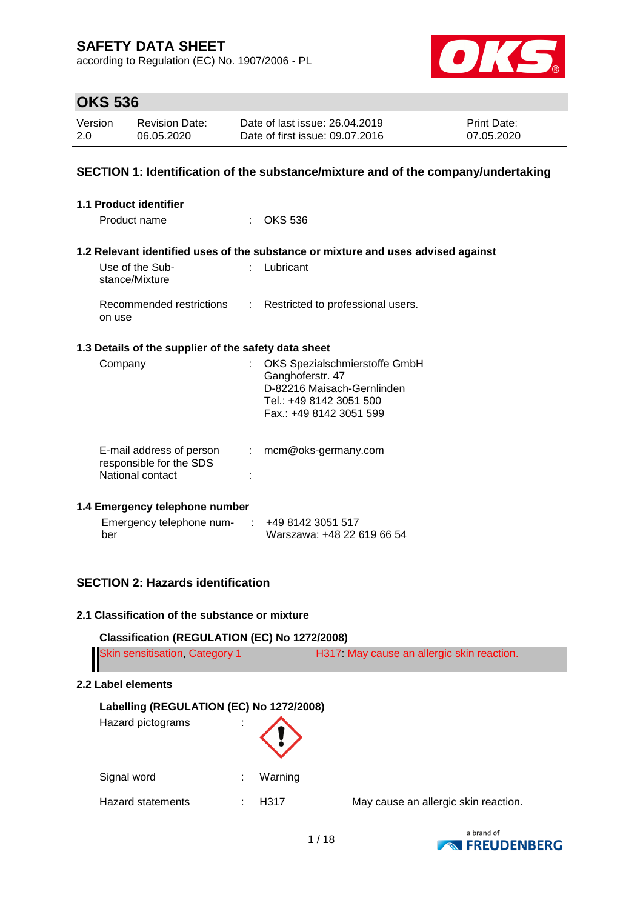# SAFETY DATA SHEET

according to Regulation (EC) No. 1907/2006 - PL

## OKS 536

| Version | Revision Date: | Date of last issue: 26.04.2019 | Print Date: |
|---|---|---|---|
| 2.0 | 06.05.2020 | Date of first issue: 09.07.2016 | 07.05.2020 |

## SECTION 1: Identification of the substance/mixture and of the company/undertaking

### 1.1 Product identifier

Product name : OKS 536

### 1.2 Relevant identified uses of the substance or mixture and uses advised against

Use of the Substance/Mixture : Lubricant

Recommended restrictions on use : Restricted to professional users.

### 1.3 Details of the supplier of the safety data sheet

Company : OKS Spezialschmierstoffe GmbH
Ganghoferstr. 47
D-82216 Maisach-Gernlinden
Tel.: +49 8142 3051 500
Fax.: +49 8142 3051 599

E-mail address of person responsible for the SDS : mcm@oks-germany.com

National contact :

### 1.4 Emergency telephone number

Emergency telephone number : +49 8142 3051 517
Warszawa: +48 22 619 66 54

## SECTION 2: Hazards identification

### 2.1 Classification of the substance or mixture

**Classification (REGULATION (EC) No 1272/2008)**

| | |
|---|---|
| Skin sensitisation, Category 1 | H317: May cause an allergic skin reaction. |

### 2.2 Label elements

**Labelling (REGULATION (EC) No 1272/2008)**

Hazard pictograms :

Signal word : Warning

Hazard statements : H317 May cause an allergic skin reaction.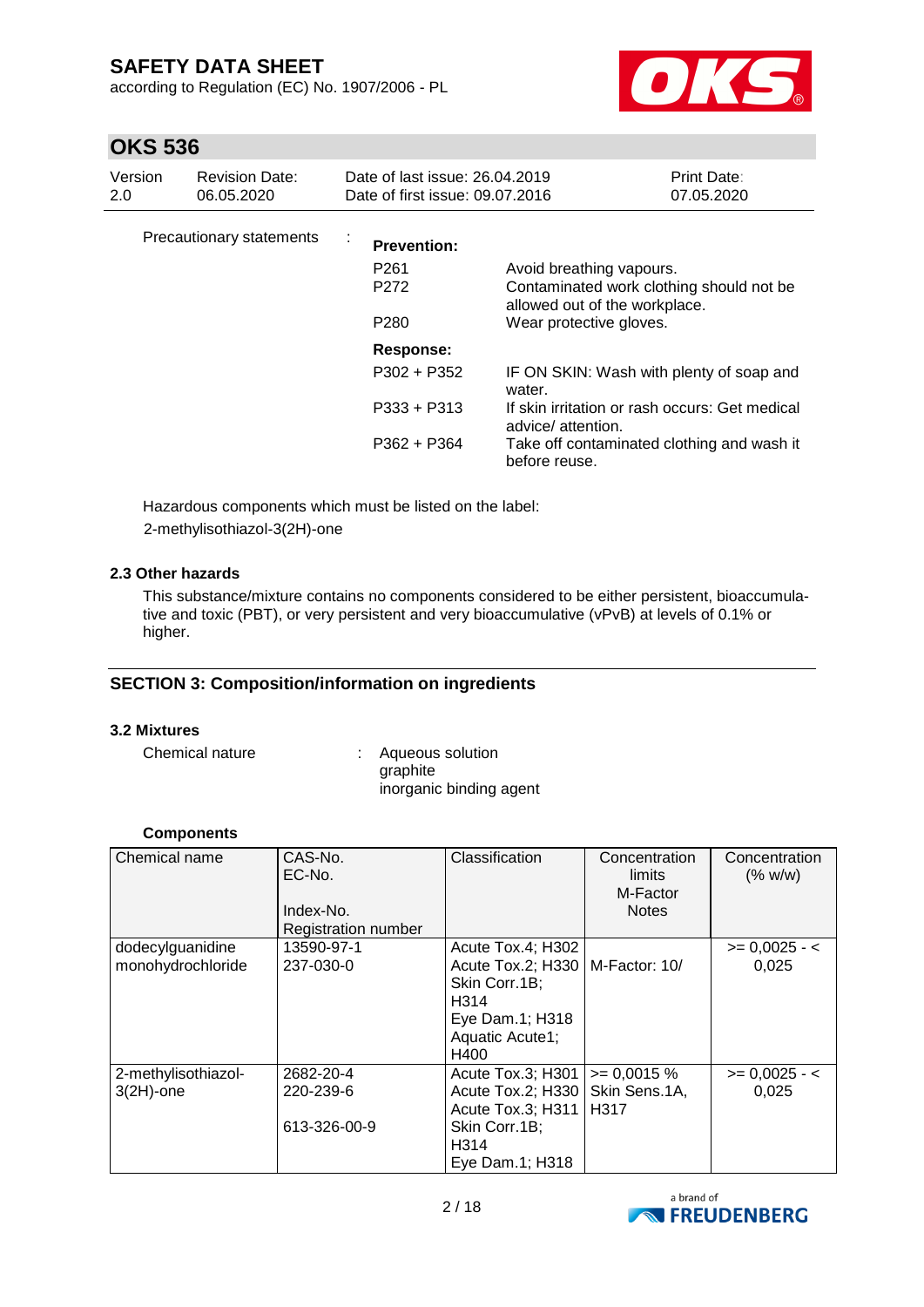Precautionary statements :

**Prevention:**

| | |
|---|---|
| P261 | Avoid breathing vapours. |
| P272 | Contaminated work clothing should not be allowed out of the workplace. |
| P280 | Wear protective gloves. |

**Response:**

| | |
|---|---|
| P302 + P352 | IF ON SKIN: Wash with plenty of soap and water. |
| P333 + P313 | If skin irritation or rash occurs: Get medical advice/ attention. |
| P362 + P364 | Take off contaminated clothing and wash it before reuse. |

Hazardous components which must be listed on the label:
2-methylisothiazol-3(2H)-one

### 2.3 Other hazards

This substance/mixture contains no components considered to be either persistent, bioaccumulative and toxic (PBT), or very persistent and very bioaccumulative (vPvB) at levels of 0.1% or higher.

## SECTION 3: Composition/information on ingredients

### 3.2 Mixtures

Chemical nature : Aqueous solution
graphite
inorganic binding agent

**Components**

| Chemical name | CAS-No.<br>EC-No.<br><br>Index-No.<br>Registration number | Classification | Concentration limits<br>M-Factor<br>Notes | Concentration (% w/w) |
|---|---|---|---|---|
| dodecylguanidine monohydrochloride | 13590-97-1<br>237-030-0 | Acute Tox.4; H302<br>Acute Tox.2; H330<br>Skin Corr.1B; H314<br>Eye Dam.1; H318<br>Aquatic Acute1; H400 | M-Factor: 10/ | >= 0,0025 - < 0,025 |
| 2-methylisothiazol-3(2H)-one | 2682-20-4<br>220-239-6<br><br>613-326-00-9 | Acute Tox.3; H301<br>Acute Tox.2; H330<br>Acute Tox.3; H311<br>Skin Corr.1B; H314<br>Eye Dam.1; H318 | >= 0,0015 %<br>Skin Sens.1A, H317 | >= 0,0025 - < 0,025 |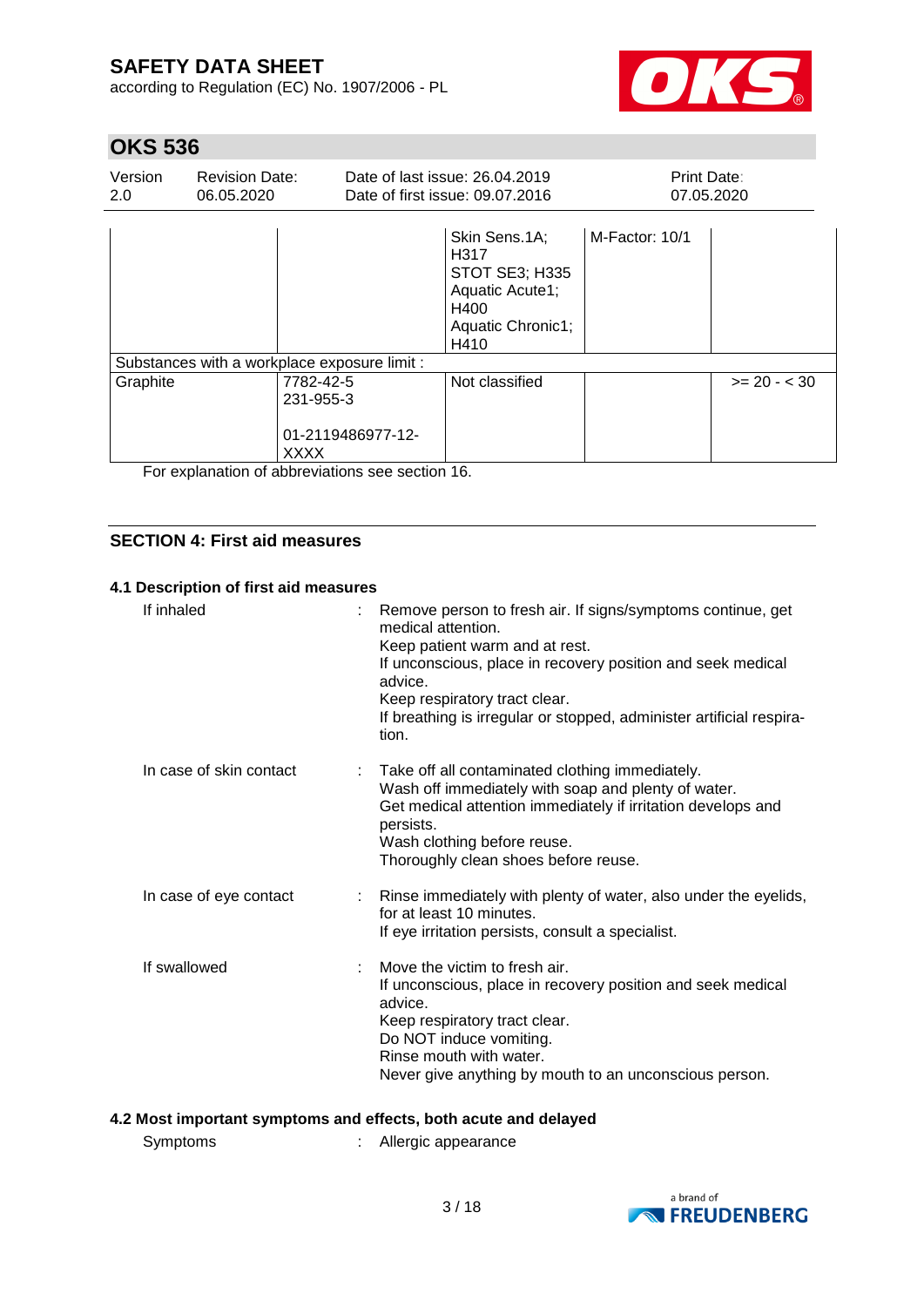| | | | | |
|---|---|---|---|---|
| | | Skin Sens.1A; H317<br>STOT SE3; H335<br>Aquatic Acute1; H400<br>Aquatic Chronic1; H410 | M-Factor: 10/1 | |
| Substances with a workplace exposure limit : | | | | |
| Graphite | 7782-42-5<br>231-955-3<br><br>01-2119486977-12-XXXX | Not classified | | >= 20 - < 30 |

For explanation of abbreviations see section 16.

## SECTION 4: First aid measures

### 4.1 Description of first aid measures

If inhaled : Remove person to fresh air. If signs/symptoms continue, get medical attention.
Keep patient warm and at rest.
If unconscious, place in recovery position and seek medical advice.
Keep respiratory tract clear.
If breathing is irregular or stopped, administer artificial respiration.

In case of skin contact : Take off all contaminated clothing immediately.
Wash off immediately with soap and plenty of water.
Get medical attention immediately if irritation develops and persists.
Wash clothing before reuse.
Thoroughly clean shoes before reuse.

In case of eye contact : Rinse immediately with plenty of water, also under the eyelids, for at least 10 minutes.
If eye irritation persists, consult a specialist.

If swallowed : Move the victim to fresh air.
If unconscious, place in recovery position and seek medical advice.
Keep respiratory tract clear.
Do NOT induce vomiting.
Rinse mouth with water.
Never give anything by mouth to an unconscious person.

### 4.2 Most important symptoms and effects, both acute and delayed

Symptoms : Allergic appearance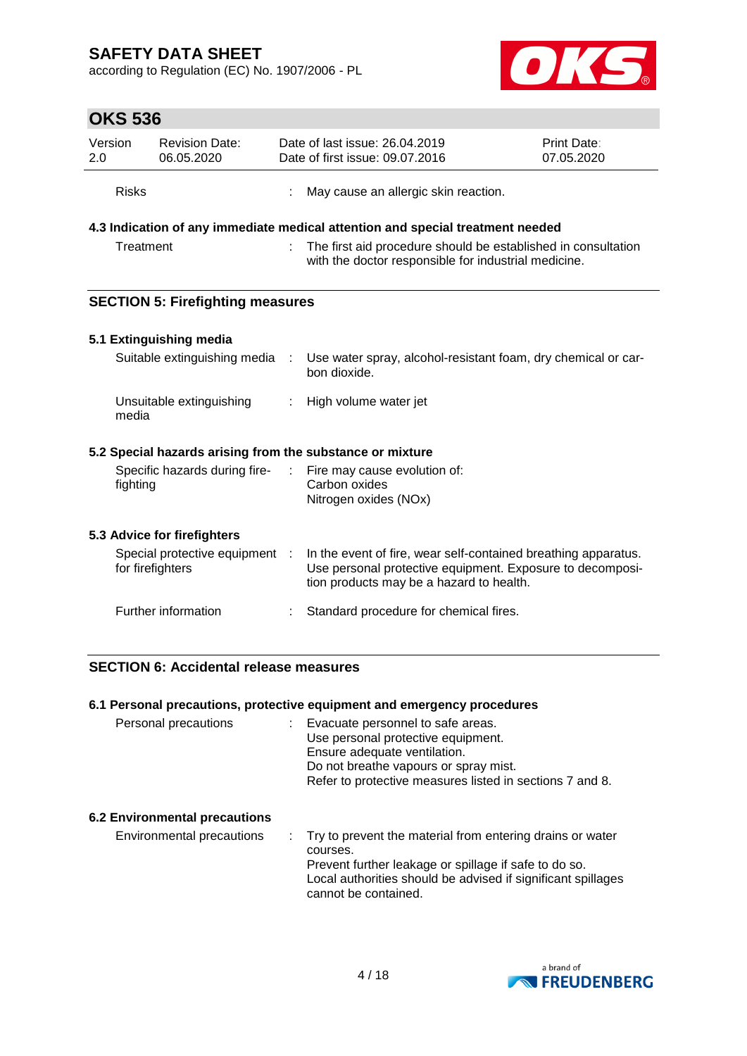Risks : May cause an allergic skin reaction.

**4.3 Indication of any immediate medical attention and special treatment needed**

Treatment : The first aid procedure should be established in consultation with the doctor responsible for industrial medicine.

## SECTION 5: Firefighting measures

**5.1 Extinguishing media**

Suitable extinguishing media : Use water spray, alcohol-resistant foam, dry chemical or carbon dioxide.

Unsuitable extinguishing media : High volume water jet

**5.2 Special hazards arising from the substance or mixture**

Specific hazards during firefighting : Fire may cause evolution of:
Carbon oxides
Nitrogen oxides (NOx)

**5.3 Advice for firefighters**

Special protective equipment for firefighters : In the event of fire, wear self-contained breathing apparatus. Use personal protective equipment. Exposure to decomposition products may be a hazard to health.

Further information : Standard procedure for chemical fires.

## SECTION 6: Accidental release measures

**6.1 Personal precautions, protective equipment and emergency procedures**

Personal precautions : Evacuate personnel to safe areas.
Use personal protective equipment.
Ensure adequate ventilation.
Do not breathe vapours or spray mist.
Refer to protective measures listed in sections 7 and 8.

**6.2 Environmental precautions**

Environmental precautions : Try to prevent the material from entering drains or water courses.
Prevent further leakage or spillage if safe to do so.
Local authorities should be advised if significant spillages cannot be contained.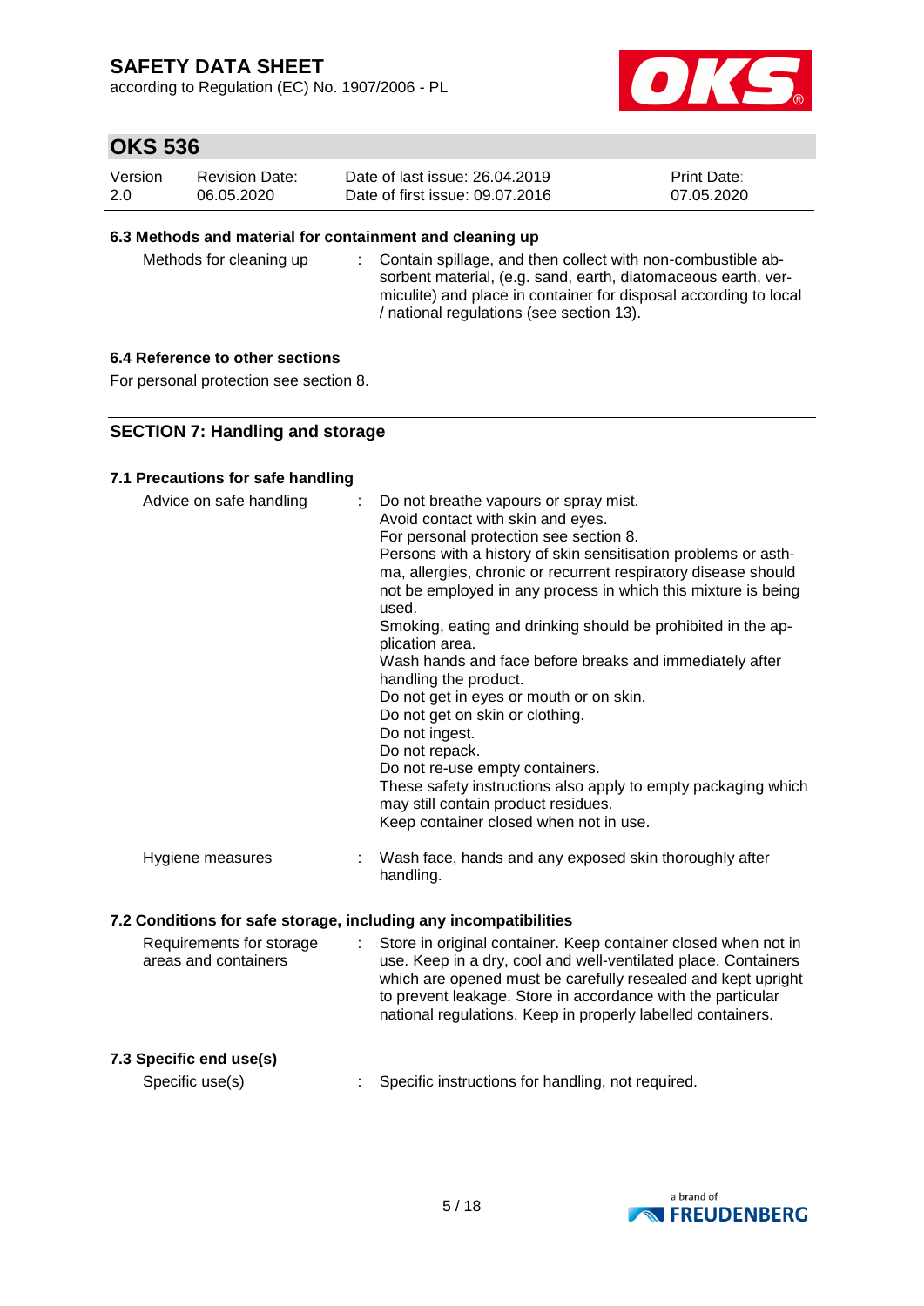### 6.3 Methods and material for containment and cleaning up

| | |
|---|---|
| Methods for cleaning up | : Contain spillage, and then collect with non-combustible absorbent material, (e.g. sand, earth, diatomaceous earth, vermiculite) and place in container for disposal according to local / national regulations (see section 13). |

### 6.4 Reference to other sections

For personal protection see section 8.

## SECTION 7: Handling and storage

### 7.1 Precautions for safe handling

| | |
|---|---|
| Advice on safe handling | : Do not breathe vapours or spray mist.<br>Avoid contact with skin and eyes.<br>For personal protection see section 8.<br>Persons with a history of skin sensitisation problems or asthma, allergies, chronic or recurrent respiratory disease should not be employed in any process in which this mixture is being used.<br>Smoking, eating and drinking should be prohibited in the application area.<br>Wash hands and face before breaks and immediately after handling the product.<br>Do not get in eyes or mouth or on skin.<br>Do not get on skin or clothing.<br>Do not ingest.<br>Do not repack.<br>Do not re-use empty containers.<br>These safety instructions also apply to empty packaging which may still contain product residues.<br>Keep container closed when not in use. |
| Hygiene measures | : Wash face, hands and any exposed skin thoroughly after handling. |

### 7.2 Conditions for safe storage, including any incompatibilities

| | |
|---|---|
| Requirements for storage areas and containers | : Store in original container. Keep container closed when not in use. Keep in a dry, cool and well-ventilated place. Containers which are opened must be carefully resealed and kept upright to prevent leakage. Store in accordance with the particular national regulations. Keep in properly labelled containers. |

### 7.3 Specific end use(s)

| | |
|---|---|
| Specific use(s) | : Specific instructions for handling, not required. |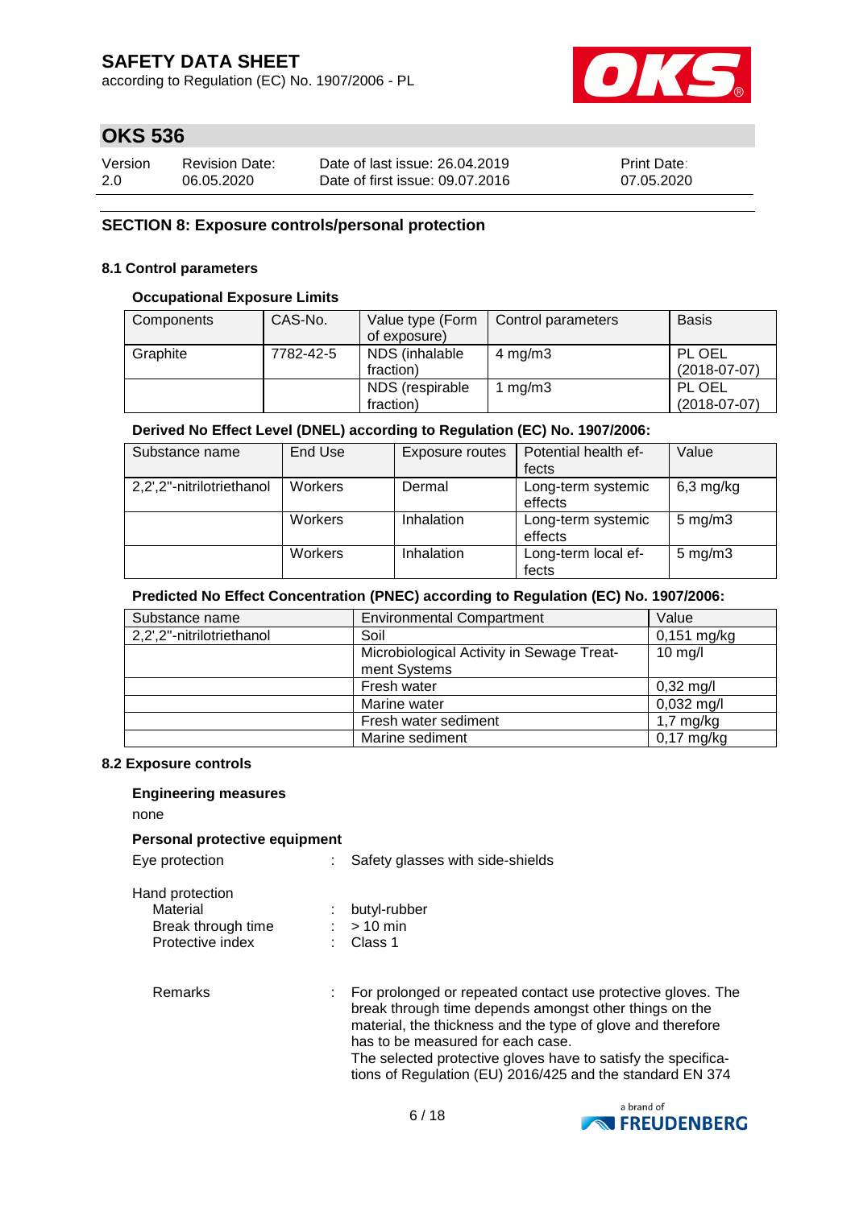# SAFETY DATA SHEET

according to Regulation (EC) No. 1907/2006 - PL

## OKS 536

| Version | Revision Date: | Date of last issue: 26.04.2019 | Print Date: |
|---|---|---|---|
| 2.0 | 06.05.2020 | Date of first issue: 09.07.2016 | 07.05.2020 |

## SECTION 8: Exposure controls/personal protection

### 8.1 Control parameters

**Occupational Exposure Limits**

| Components | CAS-No. | Value type (Form of exposure) | Control parameters | Basis |
|---|---|---|---|---|
| Graphite | 7782-42-5 | NDS (inhalable fraction) | 4 mg/m3 | PL OEL (2018-07-07) |
| | | NDS (respirable fraction) | 1 mg/m3 | PL OEL (2018-07-07) |

**Derived No Effect Level (DNEL) according to Regulation (EC) No. 1907/2006:**

| Substance name | End Use | Exposure routes | Potential health effects | Value |
|---|---|---|---|---|
| 2,2',2''-nitrilotriethanol | Workers | Dermal | Long-term systemic effects | 6,3 mg/kg |
| | Workers | Inhalation | Long-term systemic effects | 5 mg/m3 |
| | Workers | Inhalation | Long-term local effects | 5 mg/m3 |

**Predicted No Effect Concentration (PNEC) according to Regulation (EC) No. 1907/2006:**

| Substance name | Environmental Compartment | Value |
|---|---|---|
| 2,2',2''-nitrilotriethanol | Soil | 0,151 mg/kg |
| | Microbiological Activity in Sewage Treatment Systems | 10 mg/l |
| | Fresh water | 0,32 mg/l |
| | Marine water | 0,032 mg/l |
| | Fresh water sediment | 1,7 mg/kg |
| | Marine sediment | 0,17 mg/kg |

### 8.2 Exposure controls

**Engineering measures**

none

**Personal protective equipment**

Eye protection : Safety glasses with side-shields

Hand protection
- Material : butyl-rubber
- Break through time : > 10 min
- Protective index : Class 1

Remarks : For prolonged or repeated contact use protective gloves. The break through time depends amongst other things on the material, the thickness and the type of glove and therefore has to be measured for each case.
The selected protective gloves have to satisfy the specifications of Regulation (EU) 2016/425 and the standard EN 374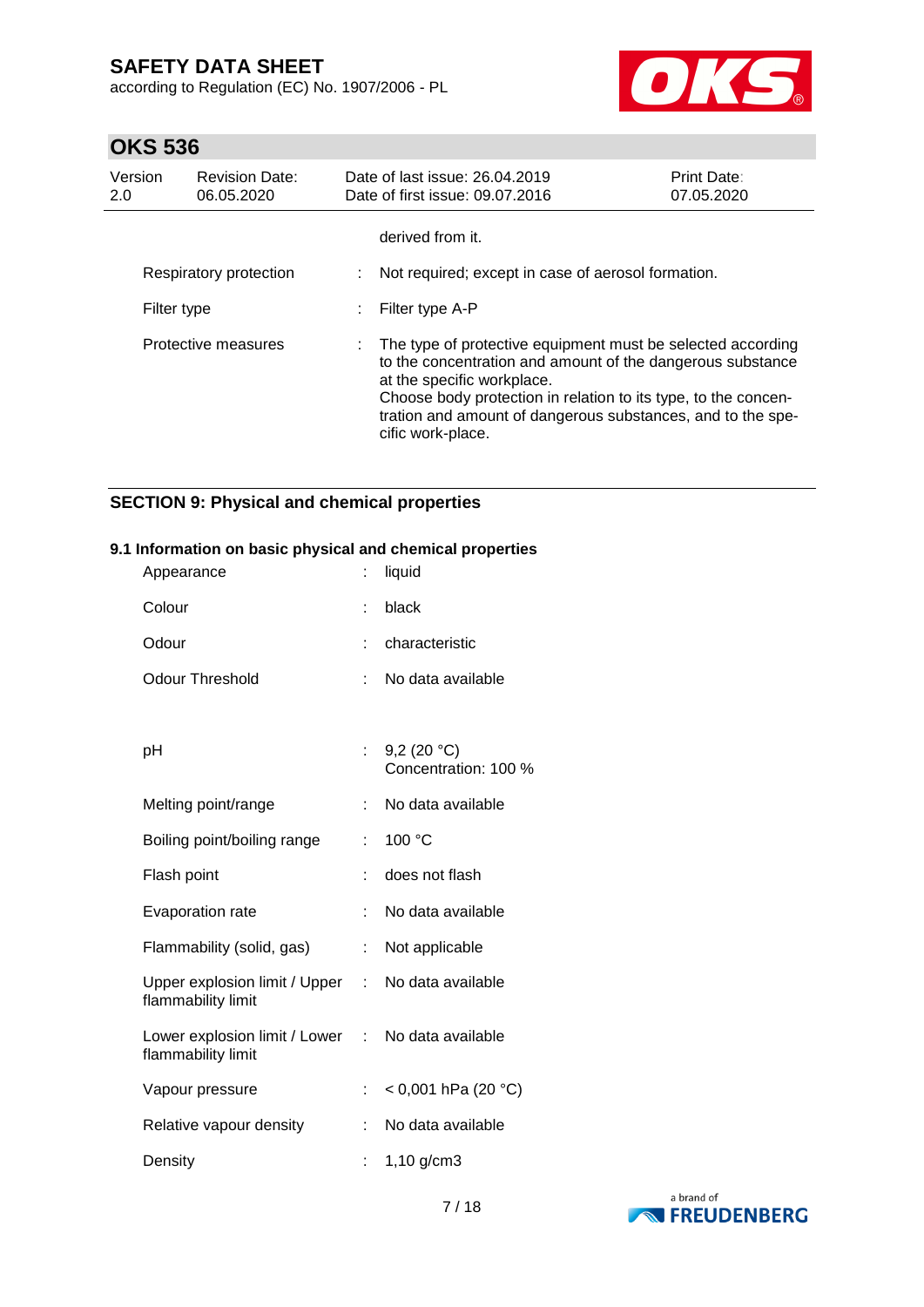derived from it.

| | | |
|---|---|---|
| Respiratory protection | : | Not required; except in case of aerosol formation. |
| Filter type | : | Filter type A-P |
| Protective measures | : | The type of protective equipment must be selected according to the concentration and amount of the dangerous substance at the specific workplace.<br>Choose body protection in relation to its type, to the concentration and amount of dangerous substances, and to the specific work-place. |

## SECTION 9: Physical and chemical properties

### 9.1 Information on basic physical and chemical properties

| | | |
|---|---|---|
| Appearance | : | liquid |
| Colour | : | black |
| Odour | : | characteristic |
| Odour Threshold | : | No data available |
| pH | : | 9,2 (20 °C)<br>Concentration: 100 % |
| Melting point/range | : | No data available |
| Boiling point/boiling range | : | 100 °C |
| Flash point | : | does not flash |
| Evaporation rate | : | No data available |
| Flammability (solid, gas) | : | Not applicable |
| Upper explosion limit / Upper flammability limit | : | No data available |
| Lower explosion limit / Lower flammability limit | : | No data available |
| Vapour pressure | : | < 0,001 hPa (20 °C) |
| Relative vapour density | : | No data available |
| Density | : | 1,10 g/cm3 |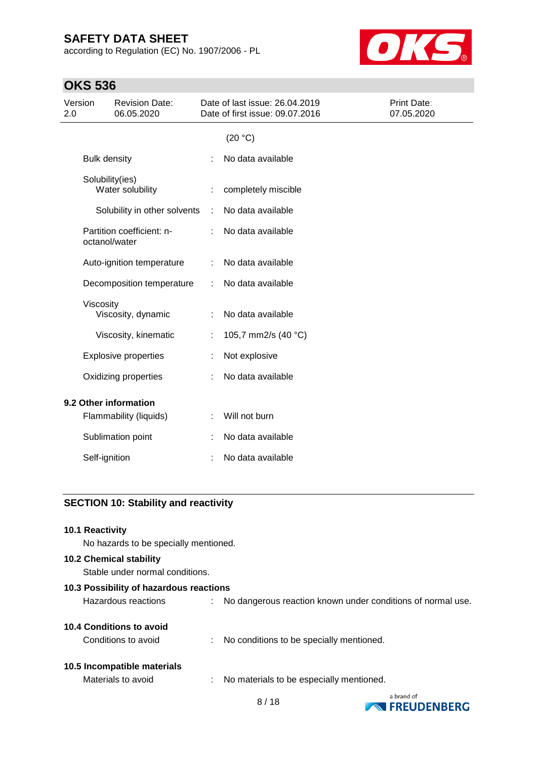(20 °C)

| | | |
|---|---|---|
| Bulk density | : | No data available |
| Solubility(ies) Water solubility | : | completely miscible |
| Solubility in other solvents | : | No data available |
| Partition coefficient: n-octanol/water | : | No data available |
| Auto-ignition temperature | : | No data available |
| Decomposition temperature | : | No data available |
| Viscosity Viscosity, dynamic | : | No data available |
| Viscosity, kinematic | : | 105,7 mm2/s (40 °C) |
| Explosive properties | : | Not explosive |
| Oxidizing properties | : | No data available |

**9.2 Other information**

| | | |
|---|---|---|
| Flammability (liquids) | : | Will not burn |
| Sublimation point | : | No data available |
| Self-ignition | : | No data available |

## SECTION 10: Stability and reactivity

**10.1 Reactivity**

No hazards to be specially mentioned.

**10.2 Chemical stability**

Stable under normal conditions.

**10.3 Possibility of hazardous reactions**

Hazardous reactions : No dangerous reaction known under conditions of normal use.

**10.4 Conditions to avoid**

Conditions to avoid : No conditions to be specially mentioned.

**10.5 Incompatible materials**

Materials to avoid : No materials to be especially mentioned.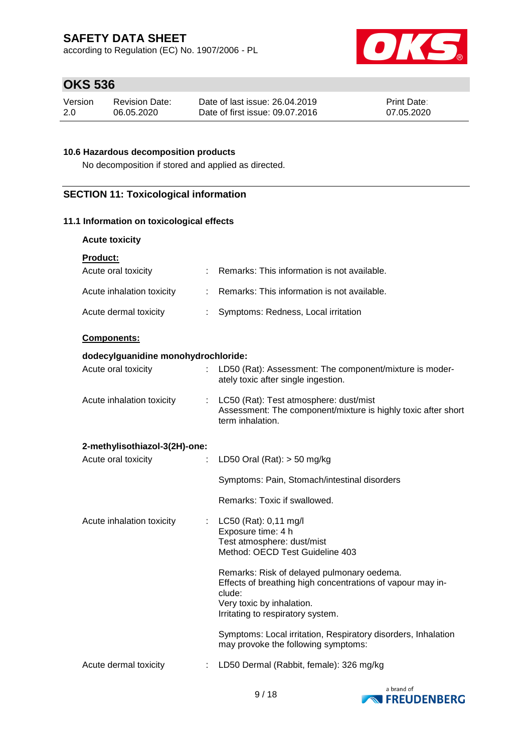### 10.6 Hazardous decomposition products

No decomposition if stored and applied as directed.

## SECTION 11: Toxicological information

### 11.1 Information on toxicological effects

**Acute toxicity**

**Product:**

| | | |
|---|---|---|
| Acute oral toxicity | : | Remarks: This information is not available. |
| Acute inhalation toxicity | : | Remarks: This information is not available. |
| Acute dermal toxicity | : | Symptoms: Redness, Local irritation |

**Components:**

**dodecylguanidine monohydrochloride:**

| | | |
|---|---|---|
| Acute oral toxicity | : | LD50 (Rat): Assessment: The component/mixture is moderately toxic after single ingestion. |
| Acute inhalation toxicity | : | LC50 (Rat): Test atmosphere: dust/mist<br>Assessment: The component/mixture is highly toxic after short term inhalation. |

**2-methylisothiazol-3(2H)-one:**

| | | |
|---|---|---|
| Acute oral toxicity | : | LD50 Oral (Rat): > 50 mg/kg<br><br>Symptoms: Pain, Stomach/intestinal disorders<br><br>Remarks: Toxic if swallowed. |
| Acute inhalation toxicity | : | LC50 (Rat): 0,11 mg/l<br>Exposure time: 4 h<br>Test atmosphere: dust/mist<br>Method: OECD Test Guideline 403<br><br>Remarks: Risk of delayed pulmonary oedema.<br>Effects of breathing high concentrations of vapour may include:<br>Very toxic by inhalation.<br>Irritating to respiratory system.<br><br>Symptoms: Local irritation, Respiratory disorders, Inhalation may provoke the following symptoms: |
| Acute dermal toxicity | : | LD50 Dermal (Rabbit, female): 326 mg/kg |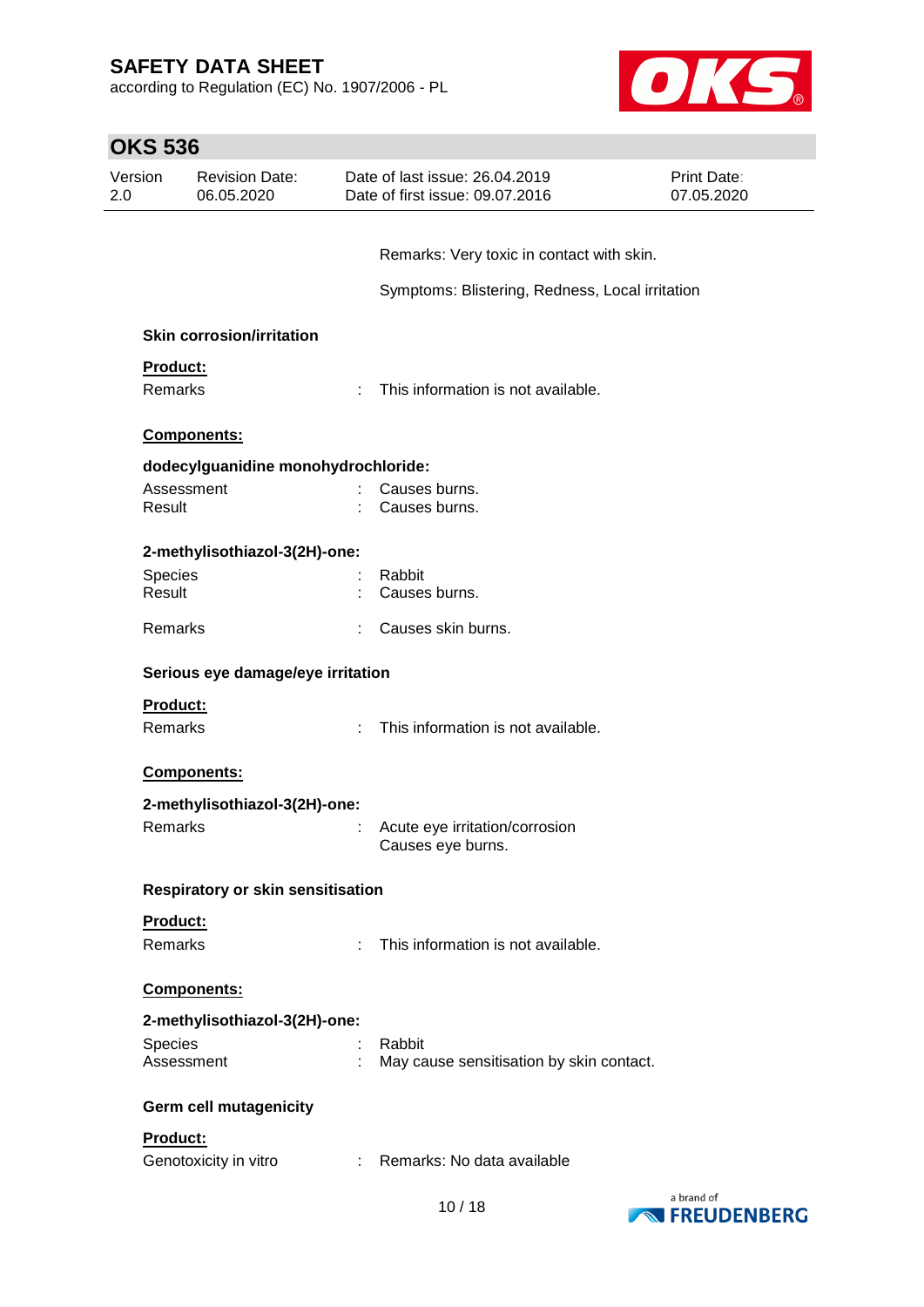Remarks: Very toxic in contact with skin.

Symptoms: Blistering, Redness, Local irritation

### Skin corrosion/irritation

**Product:**

Remarks : This information is not available.

**Components:**

**dodecylguanidine monohydrochloride:**

Assessment : Causes burns.
Result : Causes burns.

**2-methylisothiazol-3(2H)-one:**

Species : Rabbit
Result : Causes burns.

Remarks : Causes skin burns.

### Serious eye damage/eye irritation

**Product:**

Remarks : This information is not available.

**Components:**

**2-methylisothiazol-3(2H)-one:**

Remarks : Acute eye irritation/corrosion
Causes eye burns.

### Respiratory or skin sensitisation

**Product:**

Remarks : This information is not available.

**Components:**

**2-methylisothiazol-3(2H)-one:**

Species : Rabbit
Assessment : May cause sensitisation by skin contact.

### Germ cell mutagenicity

**Product:**

Genotoxicity in vitro : Remarks: No data available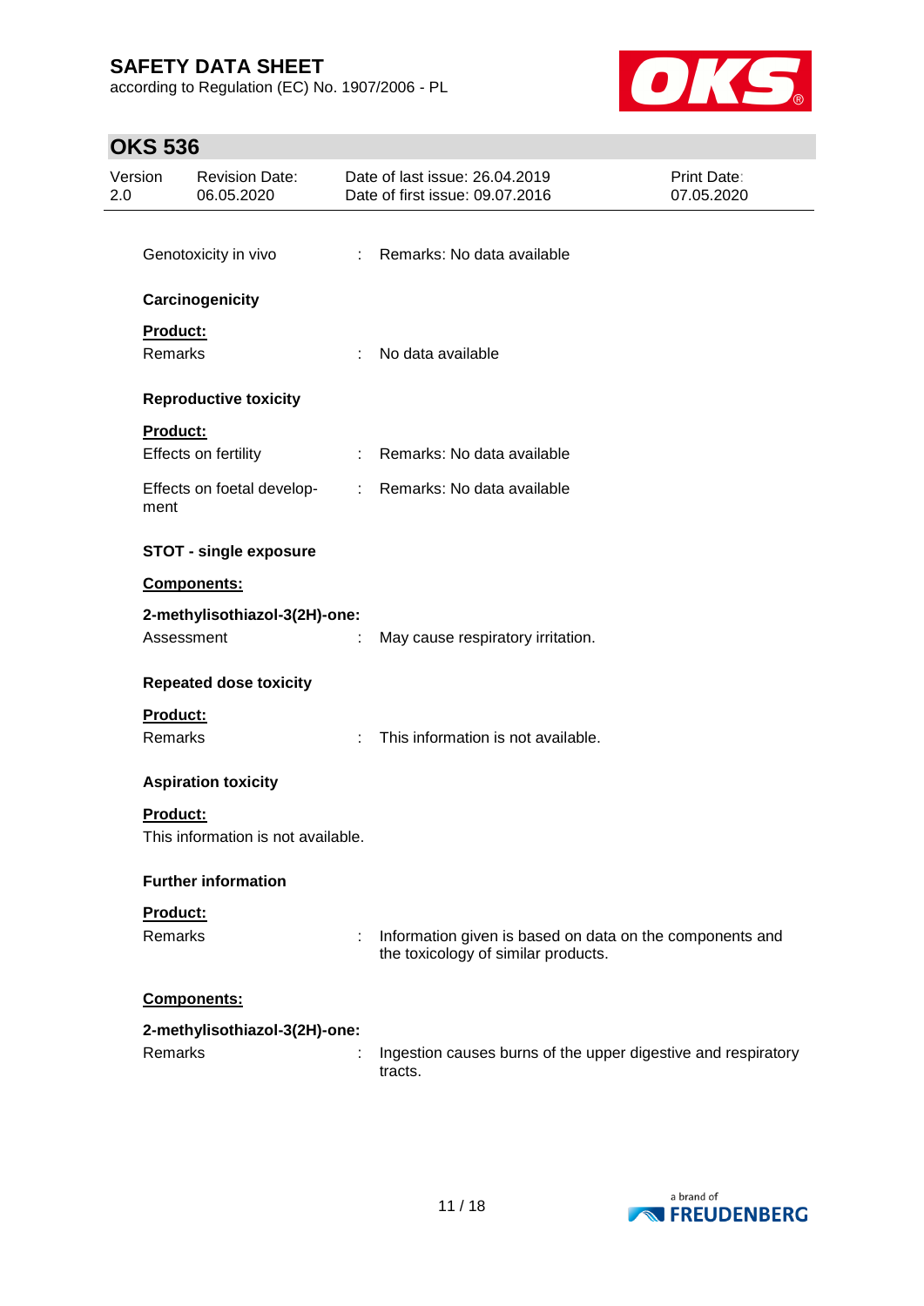Genotoxicity in vivo : Remarks: No data available

**Carcinogenicity**

**Product:**

Remarks : No data available

**Reproductive toxicity**

**Product:**

Effects on fertility : Remarks: No data available

Effects on foetal development : Remarks: No data available

**STOT - single exposure**

**Components:**

**2-methylisothiazol-3(2H)-one:**

Assessment : May cause respiratory irritation.

**Repeated dose toxicity**

**Product:**

Remarks : This information is not available.

**Aspiration toxicity**

**Product:**

This information is not available.

**Further information**

**Product:**

Remarks : Information given is based on data on the components and the toxicology of similar products.

**Components:**

**2-methylisothiazol-3(2H)-one:**

Remarks : Ingestion causes burns of the upper digestive and respiratory tracts.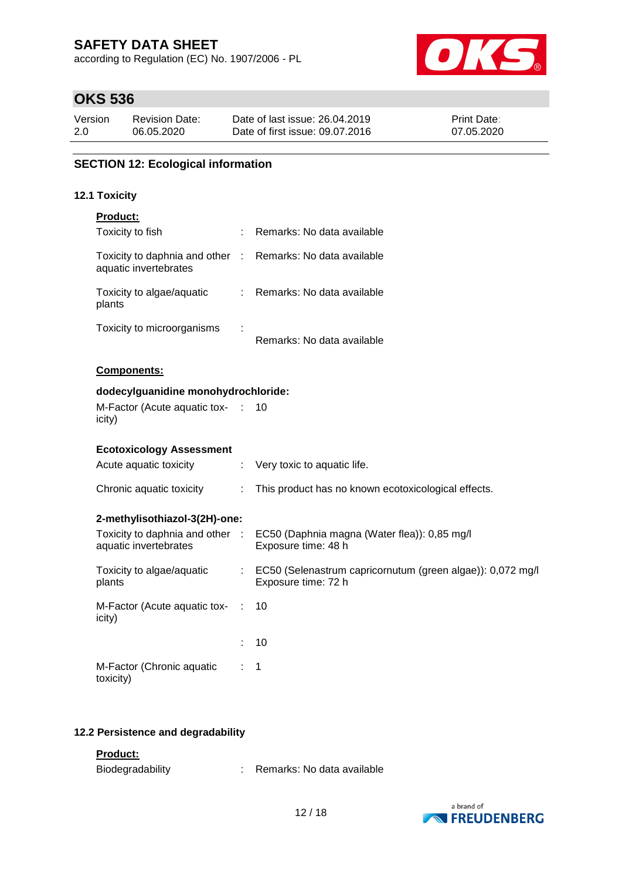## SECTION 12: Ecological information

### 12.1 Toxicity

**Product:**

| | | |
|---|---|---|
| Toxicity to fish | : | Remarks: No data available |
| Toxicity to daphnia and other aquatic invertebrates | : | Remarks: No data available |
| Toxicity to algae/aquatic plants | : | Remarks: No data available |
| Toxicity to microorganisms | : | Remarks: No data available |

**Components:**

**dodecylguanidine monohydrochloride:**

| | | |
|---|---|---|
| M-Factor (Acute aquatic toxicity) | : | 10 |

**Ecotoxicology Assessment**

| | | |
|---|---|---|
| Acute aquatic toxicity | : | Very toxic to aquatic life. |
| Chronic aquatic toxicity | : | This product has no known ecotoxicological effects. |

**2-methylisothiazol-3(2H)-one:**

| | | |
|---|---|---|
| Toxicity to daphnia and other aquatic invertebrates | : | EC50 (Daphnia magna (Water flea)): 0,85 mg/l<br>Exposure time: 48 h |
| Toxicity to algae/aquatic plants | : | EC50 (Selenastrum capricornutum (green algae)): 0,072 mg/l<br>Exposure time: 72 h |
| M-Factor (Acute aquatic toxicity) | : | 10 |
| | : | 10 |
| M-Factor (Chronic aquatic toxicity) | : | 1 |

### 12.2 Persistence and degradability

**Product:**

| | | |
|---|---|---|
| Biodegradability | : | Remarks: No data available |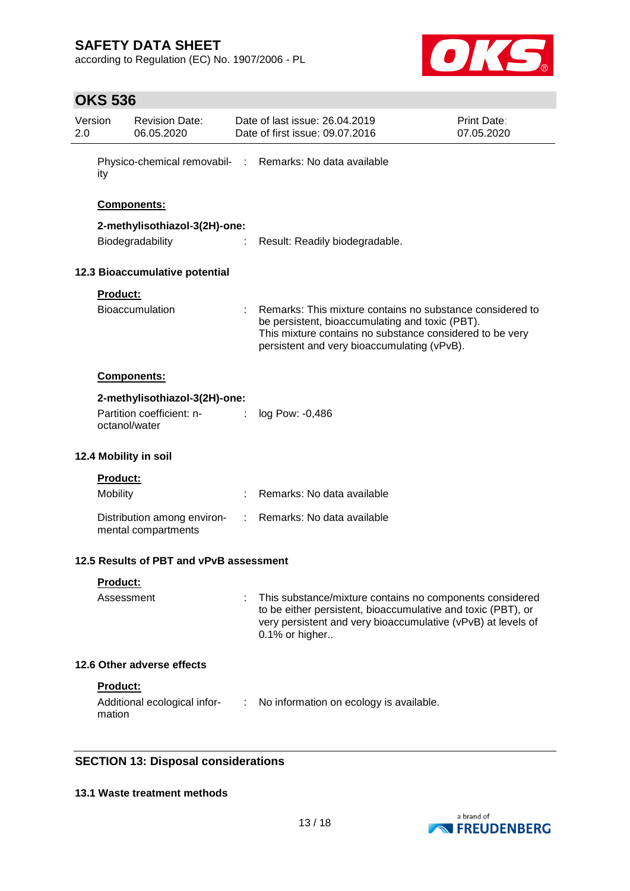Physico-chemical removability : Remarks: No data available

**Components:**

**2-methylisothiazol-3(2H)-one:**

Biodegradability : Result: Readily biodegradable.

### 12.3 Bioaccumulative potential

**Product:**

Bioaccumulation : Remarks: This mixture contains no substance considered to be persistent, bioaccumulating and toxic (PBT). This mixture contains no substance considered to be very persistent and very bioaccumulating (vPvB).

**Components:**

**2-methylisothiazol-3(2H)-one:**

Partition coefficient: n-octanol/water : log Pow: -0,486

### 12.4 Mobility in soil

**Product:**

Mobility : Remarks: No data available

Distribution among environmental compartments : Remarks: No data available

### 12.5 Results of PBT and vPvB assessment

**Product:**

Assessment : This substance/mixture contains no components considered to be either persistent, bioaccumulative and toxic (PBT), or very persistent and very bioaccumulative (vPvB) at levels of 0.1% or higher..

### 12.6 Other adverse effects

**Product:**

Additional ecological information : No information on ecology is available.

## SECTION 13: Disposal considerations

### 13.1 Waste treatment methods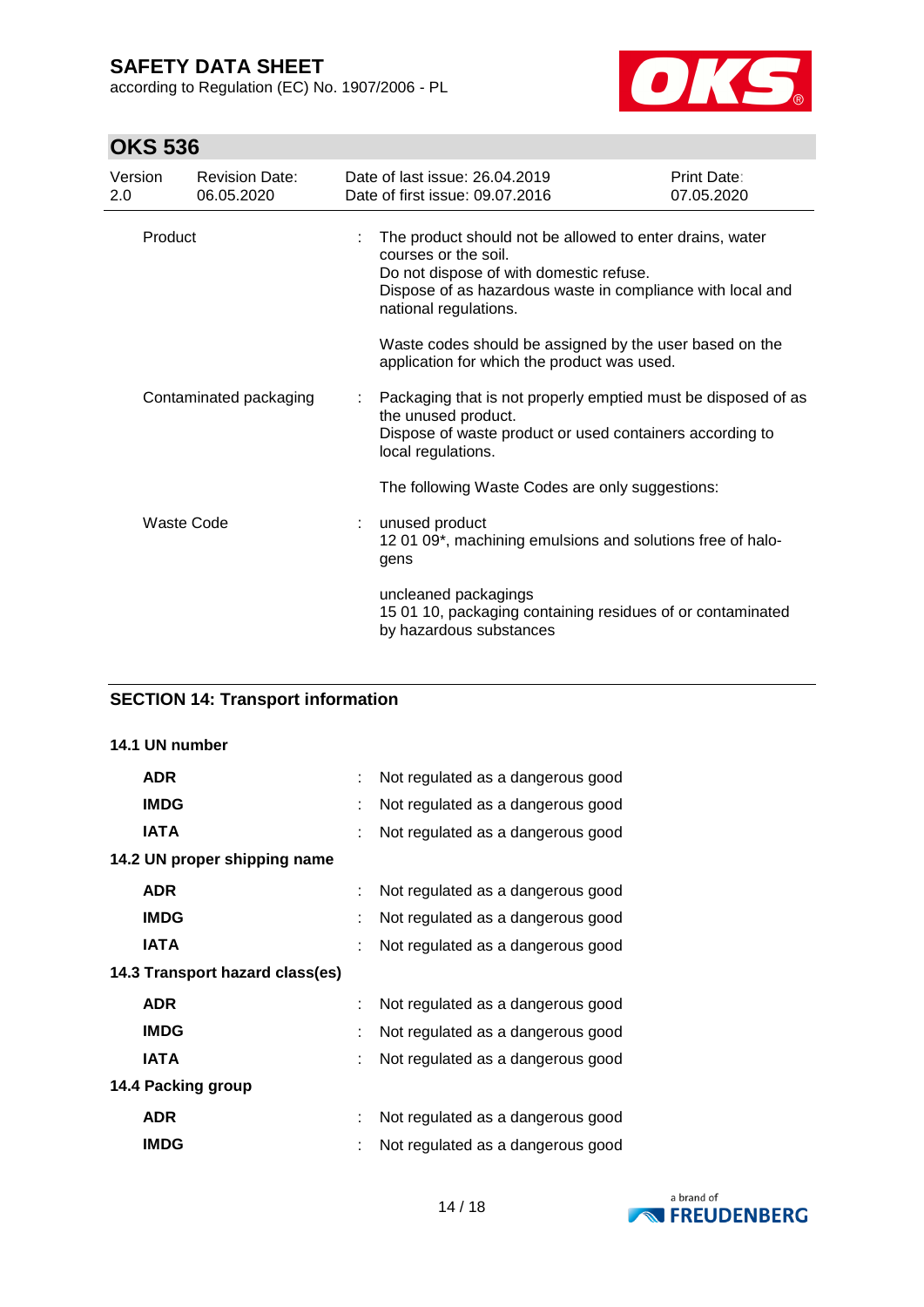| | | |
|---|---|---|
| Product | : | The product should not be allowed to enter drains, water courses or the soil.<br>Do not dispose of with domestic refuse.<br>Dispose of as hazardous waste in compliance with local and national regulations.<br><br>Waste codes should be assigned by the user based on the application for which the product was used. |
| Contaminated packaging | : | Packaging that is not properly emptied must be disposed of as the unused product.<br>Dispose of waste product or used containers according to local regulations.<br><br>The following Waste Codes are only suggestions: |
| Waste Code | : | unused product<br>12 01 09*, machining emulsions and solutions free of halogens<br><br>uncleaned packagings<br>15 01 10, packaging containing residues of or contaminated by hazardous substances |

## SECTION 14: Transport information

**14.1 UN number**

| | | |
|---|---|---|
| **ADR** | : | Not regulated as a dangerous good |
| **IMDG** | : | Not regulated as a dangerous good |
| **IATA** | : | Not regulated as a dangerous good |

**14.2 UN proper shipping name**

| | | |
|---|---|---|
| **ADR** | : | Not regulated as a dangerous good |
| **IMDG** | : | Not regulated as a dangerous good |
| **IATA** | : | Not regulated as a dangerous good |

**14.3 Transport hazard class(es)**

| | | |
|---|---|---|
| **ADR** | : | Not regulated as a dangerous good |
| **IMDG** | : | Not regulated as a dangerous good |
| **IATA** | : | Not regulated as a dangerous good |

**14.4 Packing group**

| | | |
|---|---|---|
| **ADR** | : | Not regulated as a dangerous good |
| **IMDG** | : | Not regulated as a dangerous good |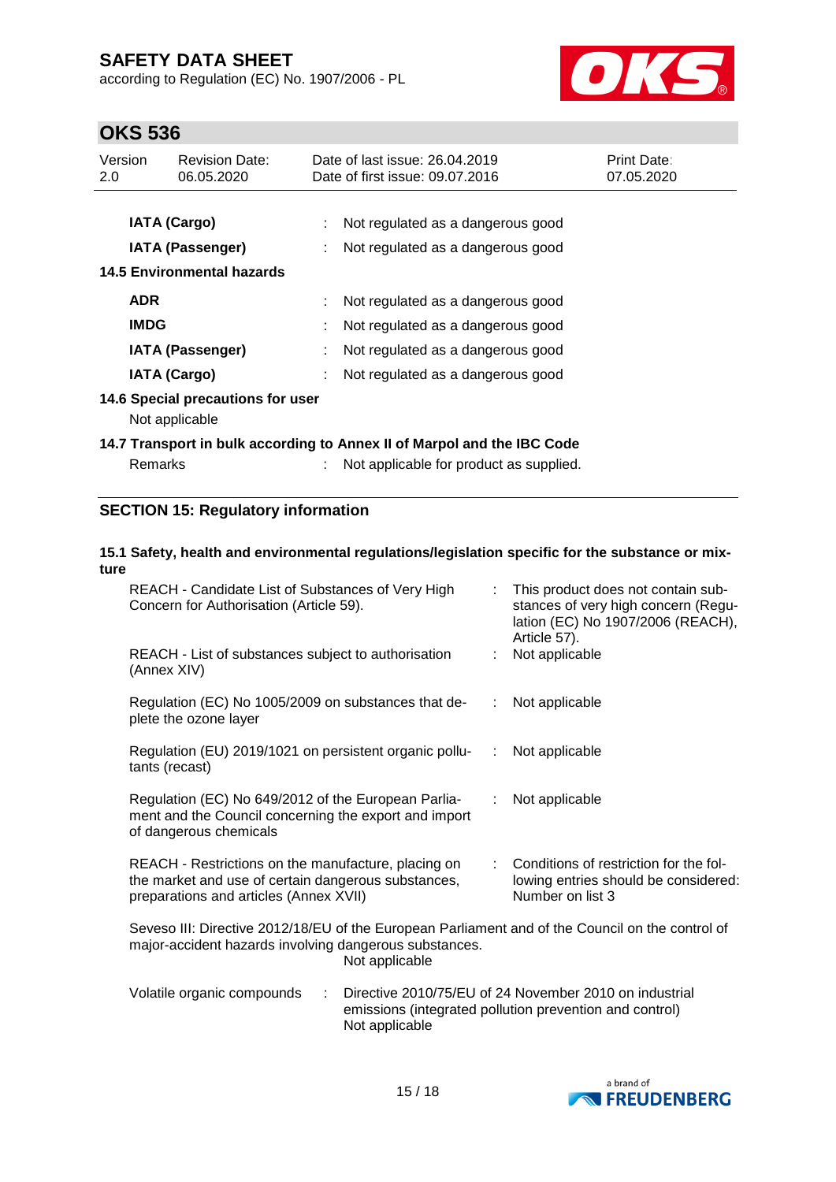| | | |
|---|---|---|
| **IATA (Cargo)** | : | Not regulated as a dangerous good |
| **IATA (Passenger)** | : | Not regulated as a dangerous good |

**14.5 Environmental hazards**

| | | |
|---|---|---|
| **ADR** | : | Not regulated as a dangerous good |
| **IMDG** | : | Not regulated as a dangerous good |
| **IATA (Passenger)** | : | Not regulated as a dangerous good |
| **IATA (Cargo)** | : | Not regulated as a dangerous good |

**14.6 Special precautions for user**

Not applicable

**14.7 Transport in bulk according to Annex II of Marpol and the IBC Code**

Remarks : Not applicable for product as supplied.

## SECTION 15: Regulatory information

**15.1 Safety, health and environmental regulations/legislation specific for the substance or mixture**

| | | |
|---|---|---|
| REACH - Candidate List of Substances of Very High Concern for Authorisation (Article 59). | : | This product does not contain substances of very high concern (Regulation (EC) No 1907/2006 (REACH), Article 57). |
| REACH - List of substances subject to authorisation (Annex XIV) | : | Not applicable |
| Regulation (EC) No 1005/2009 on substances that deplete the ozone layer | : | Not applicable |
| Regulation (EU) 2019/1021 on persistent organic pollutants (recast) | : | Not applicable |
| Regulation (EC) No 649/2012 of the European Parliament and the Council concerning the export and import of dangerous chemicals | : | Not applicable |
| REACH - Restrictions on the manufacture, placing on the market and use of certain dangerous substances, preparations and articles (Annex XVII) | : | Conditions of restriction for the following entries should be considered: Number on list 3 |

Seveso III: Directive 2012/18/EU of the European Parliament and of the Council on the control of major-accident hazards involving dangerous substances.
Not applicable

Volatile organic compounds : Directive 2010/75/EU of 24 November 2010 on industrial emissions (integrated pollution prevention and control)
Not applicable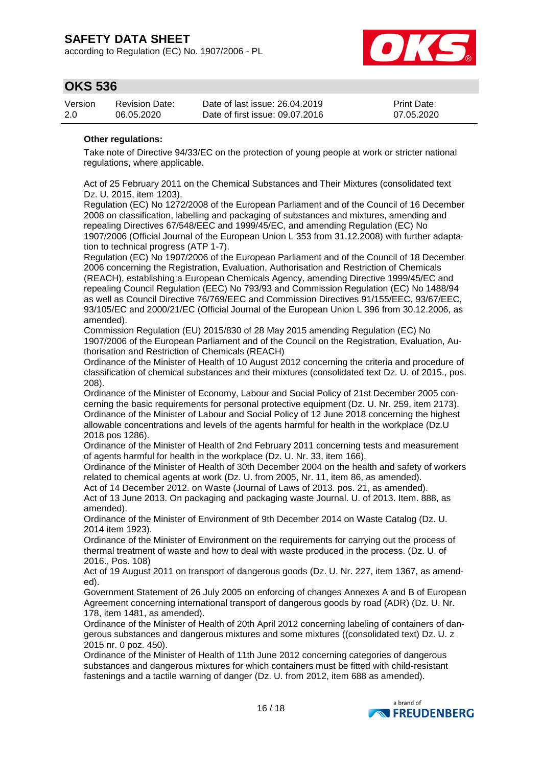**Other regulations:**

Take note of Directive 94/33/EC on the protection of young people at work or stricter national regulations, where applicable.

Act of 25 February 2011 on the Chemical Substances and Their Mixtures (consolidated text Dz. U. 2015, item 1203).
Regulation (EC) No 1272/2008 of the European Parliament and of the Council of 16 December 2008 on classification, labelling and packaging of substances and mixtures, amending and repealing Directives 67/548/EEC and 1999/45/EC, and amending Regulation (EC) No 1907/2006 (Official Journal of the European Union L 353 from 31.12.2008) with further adaptation to technical progress (ATP 1-7).
Regulation (EC) No 1907/2006 of the European Parliament and of the Council of 18 December 2006 concerning the Registration, Evaluation, Authorisation and Restriction of Chemicals (REACH), establishing a European Chemicals Agency, amending Directive 1999/45/EC and repealing Council Regulation (EEC) No 793/93 and Commission Regulation (EC) No 1488/94 as well as Council Directive 76/769/EEC and Commission Directives 91/155/EEC, 93/67/EEC, 93/105/EC and 2000/21/EC (Official Journal of the European Union L 396 from 30.12.2006, as amended).
Commission Regulation (EU) 2015/830 of 28 May 2015 amending Regulation (EC) No 1907/2006 of the European Parliament and of the Council on the Registration, Evaluation, Authorisation and Restriction of Chemicals (REACH)
Ordinance of the Minister of Health of 10 August 2012 concerning the criteria and procedure of classification of chemical substances and their mixtures (consolidated text Dz. U. of 2015., pos. 208).
Ordinance of the Minister of Economy, Labour and Social Policy of 21st December 2005 concerning the basic requirements for personal protective equipment (Dz. U. Nr. 259, item 2173).
Ordinance of the Minister of Labour and Social Policy of 12 June 2018 concerning the highest allowable concentrations and levels of the agents harmful for health in the workplace (Dz.U 2018 pos 1286).
Ordinance of the Minister of Health of 2nd February 2011 concerning tests and measurement of agents harmful for health in the workplace (Dz. U. Nr. 33, item 166).
Ordinance of the Minister of Health of 30th December 2004 on the health and safety of workers related to chemical agents at work (Dz. U. from 2005, Nr. 11, item 86, as amended).
Act of 14 December 2012. on Waste (Journal of Laws of 2013. pos. 21, as amended).
Act of 13 June 2013. On packaging and packaging waste Journal. U. of 2013. Item. 888, as amended).
Ordinance of the Minister of Environment of 9th December 2014 on Waste Catalog (Dz. U. 2014 item 1923).
Ordinance of the Minister of Environment on the requirements for carrying out the process of thermal treatment of waste and how to deal with waste produced in the process. (Dz. U. of 2016., Pos. 108)
Act of 19 August 2011 on transport of dangerous goods (Dz. U. Nr. 227, item 1367, as amended).
Government Statement of 26 July 2005 on enforcing of changes Annexes A and B of European Agreement concerning international transport of dangerous goods by road (ADR) (Dz. U. Nr. 178, item 1481, as amended).
Ordinance of the Minister of Health of 20th April 2012 concerning labeling of containers of dangerous substances and dangerous mixtures and some mixtures ((consolidated text) Dz. U. z 2015 nr. 0 poz. 450).
Ordinance of the Minister of Health of 11th June 2012 concerning categories of dangerous substances and dangerous mixtures for which containers must be fitted with child-resistant fastenings and a tactile warning of danger (Dz. U. from 2012, item 688 as amended).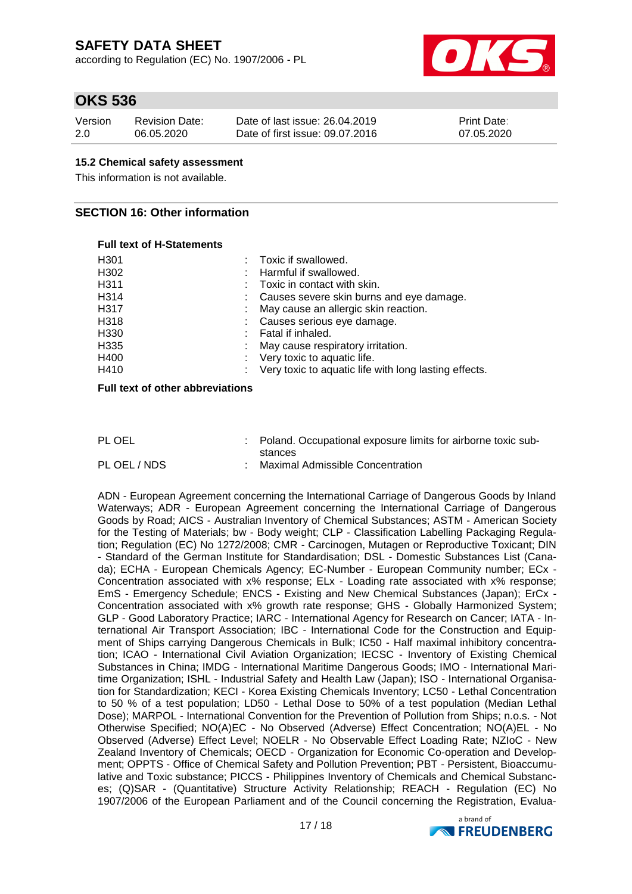### 15.2 Chemical safety assessment

This information is not available.

## SECTION 16: Other information

**Full text of H-Statements**

| | |
|---|---|
| H301 | : Toxic if swallowed. |
| H302 | : Harmful if swallowed. |
| H311 | : Toxic in contact with skin. |
| H314 | : Causes severe skin burns and eye damage. |
| H317 | : May cause an allergic skin reaction. |
| H318 | : Causes serious eye damage. |
| H330 | : Fatal if inhaled. |
| H335 | : May cause respiratory irritation. |
| H400 | : Very toxic to aquatic life. |
| H410 | : Very toxic to aquatic life with long lasting effects. |

**Full text of other abbreviations**

| | |
|---|---|
| PL OEL | : Poland. Occupational exposure limits for airborne toxic substances |
| PL OEL / NDS | : Maximal Admissible Concentration |

ADN - European Agreement concerning the International Carriage of Dangerous Goods by Inland Waterways; ADR - European Agreement concerning the International Carriage of Dangerous Goods by Road; AICS - Australian Inventory of Chemical Substances; ASTM - American Society for the Testing of Materials; bw - Body weight; CLP - Classification Labelling Packaging Regulation; Regulation (EC) No 1272/2008; CMR - Carcinogen, Mutagen or Reproductive Toxicant; DIN - Standard of the German Institute for Standardisation; DSL - Domestic Substances List (Canada); ECHA - European Chemicals Agency; EC-Number - European Community number; ECx - Concentration associated with x% response; ELx - Loading rate associated with x% response; EmS - Emergency Schedule; ENCS - Existing and New Chemical Substances (Japan); ErCx - Concentration associated with x% growth rate response; GHS - Globally Harmonized System; GLP - Good Laboratory Practice; IARC - International Agency for Research on Cancer; IATA - International Air Transport Association; IBC - International Code for the Construction and Equipment of Ships carrying Dangerous Chemicals in Bulk; IC50 - Half maximal inhibitory concentration; ICAO - International Civil Aviation Organization; IECSC - Inventory of Existing Chemical Substances in China; IMDG - International Maritime Dangerous Goods; IMO - International Maritime Organization; ISHL - Industrial Safety and Health Law (Japan); ISO - International Organisation for Standardization; KECI - Korea Existing Chemicals Inventory; LC50 - Lethal Concentration to 50 % of a test population; LD50 - Lethal Dose to 50% of a test population (Median Lethal Dose); MARPOL - International Convention for the Prevention of Pollution from Ships; n.o.s. - Not Otherwise Specified; NO(A)EC - No Observed (Adverse) Effect Concentration; NO(A)EL - No Observed (Adverse) Effect Level; NOELR - No Observable Effect Loading Rate; NZIoC - New Zealand Inventory of Chemicals; OECD - Organization for Economic Co-operation and Development; OPPTS - Office of Chemical Safety and Pollution Prevention; PBT - Persistent, Bioaccumulative and Toxic substance; PICCS - Philippines Inventory of Chemicals and Chemical Substances; (Q)SAR - (Quantitative) Structure Activity Relationship; REACH - Regulation (EC) No 1907/2006 of the European Parliament and of the Council concerning the Registration, Evalua-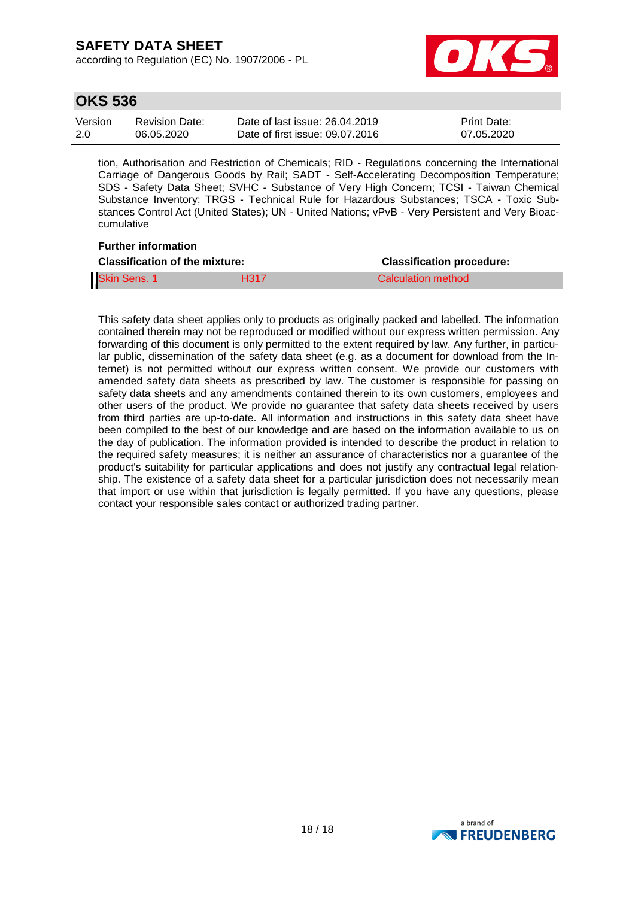tion, Authorisation and Restriction of Chemicals; RID - Regulations concerning the International Carriage of Dangerous Goods by Rail; SADT - Self-Accelerating Decomposition Temperature; SDS - Safety Data Sheet; SVHC - Substance of Very High Concern; TCSI - Taiwan Chemical Substance Inventory; TRGS - Technical Rule for Hazardous Substances; TSCA - Toxic Substances Control Act (United States); UN - United Nations; vPvB - Very Persistent and Very Bioaccumulative

**Further information**

| **Classification of the mixture:** | | **Classification procedure:** |
|---|---|---|
| Skin Sens. 1 | H317 | Calculation method |

This safety data sheet applies only to products as originally packed and labelled. The information contained therein may not be reproduced or modified without our express written permission. Any forwarding of this document is only permitted to the extent required by law. Any further, in particular public, dissemination of the safety data sheet (e.g. as a document for download from the Internet) is not permitted without our express written consent. We provide our customers with amended safety data sheets as prescribed by law. The customer is responsible for passing on safety data sheets and any amendments contained therein to its own customers, employees and other users of the product. We provide no guarantee that safety data sheets received by users from third parties are up-to-date. All information and instructions in this safety data sheet have been compiled to the best of our knowledge and are based on the information available to us on the day of publication. The information provided is intended to describe the product in relation to the required safety measures; it is neither an assurance of characteristics nor a guarantee of the product's suitability for particular applications and does not justify any contractual legal relationship. The existence of a safety data sheet for a particular jurisdiction does not necessarily mean that import or use within that jurisdiction is legally permitted. If you have any questions, please contact your responsible sales contact or authorized trading partner.